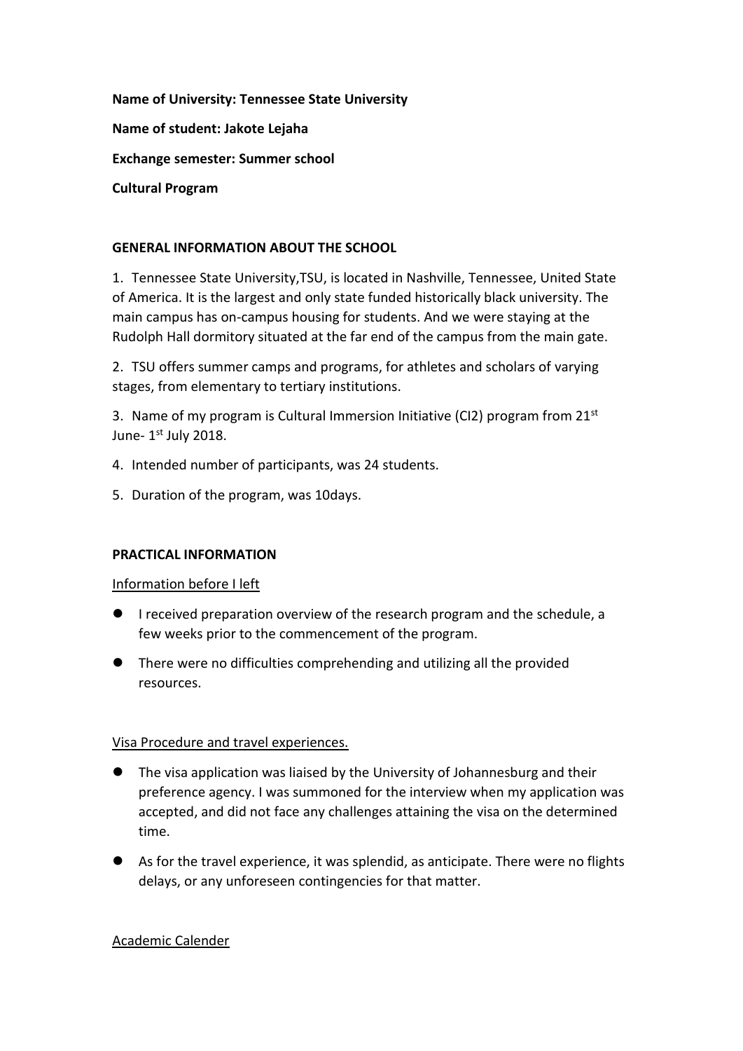**Name of University: Tennessee State University**

**Name of student: Jakote Lejaha**

**Exchange semester: Summer school**

**Cultural Program**

## GENERAL INFORMATION ABOUT THE SCHOOL

1. Tennessee State University,TSU, is located in Nashville, Tennessee, United State of America. It is the largest and only state funded historically black university. The main campus has on-campus housing for students. And we were staying at the Rudolph Hall dormitory situated at the far end of the campus from the main gate.

2. TSU offers summer camps and programs, for athletes and scholars of varying stages, from elementary to tertiary institutions.

3. Name of my program is Cultural Immersion Initiative (CI2) program from 21st June- 1st July 2018.

4. Intended number of participants, was 24 students.

5. Duration of the program, was 10days.

## PRACTICAL INFORMATION

Information before I left

- I received preparation overview of the research program and the schedule, a few weeks prior to the commencement of the program.
- There were no difficulties comprehending and utilizing all the provided resources.

Visa Procedure and travel experiences.

- The visa application was liaised by the University of Johannesburg and their preference agency. I was summoned for the interview when my application was accepted, and did not face any challenges attaining the visa on the determined time.
- As for the travel experience, it was splendid, as anticipate. There were no flights delays, or any unforeseen contingencies for that matter.

Academic Calender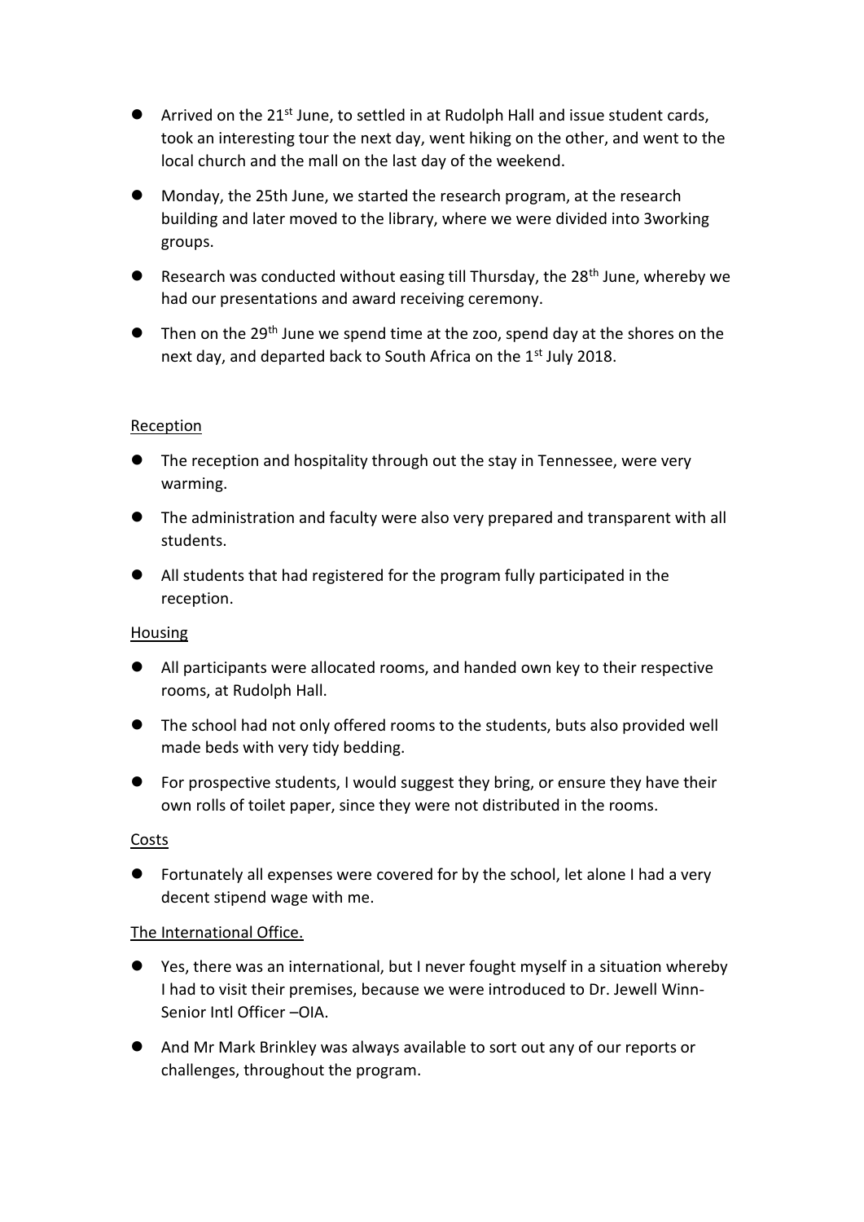- Arrived on the 21st June, to settled in at Rudolph Hall and issue student cards, took an interesting tour the next day, went hiking on the other, and went to the local church and the mall on the last day of the weekend.
- Monday, the 25th June, we started the research program, at the research building and later moved to the library, where we were divided into 3working groups.
- Research was conducted without easing till Thursday, the 28th June, whereby we had our presentations and award receiving ceremony.
- Then on the 29th June we spend time at the zoo, spend day at the shores on the next day, and departed back to South Africa on the 1st July 2018.

Reception

- The reception and hospitality through out the stay in Tennessee, were very warming.
- The administration and faculty were also very prepared and transparent with all students.
- All students that had registered for the program fully participated in the reception.

Housing

- All participants were allocated rooms, and handed own key to their respective rooms, at Rudolph Hall.
- The school had not only offered rooms to the students, buts also provided well made beds with very tidy bedding.
- For prospective students, I would suggest they bring, or ensure they have their own rolls of toilet paper, since they were not distributed in the rooms.

Costs

- Fortunately all expenses were covered for by the school, let alone I had a very decent stipend wage with me.

The International Office.

- Yes, there was an international, but I never fought myself in a situation whereby I had to visit their premises, because we were introduced to Dr. Jewell Winn-Senior Intl Officer –OIA.
- And Mr Mark Brinkley was always available to sort out any of our reports or challenges, throughout the program.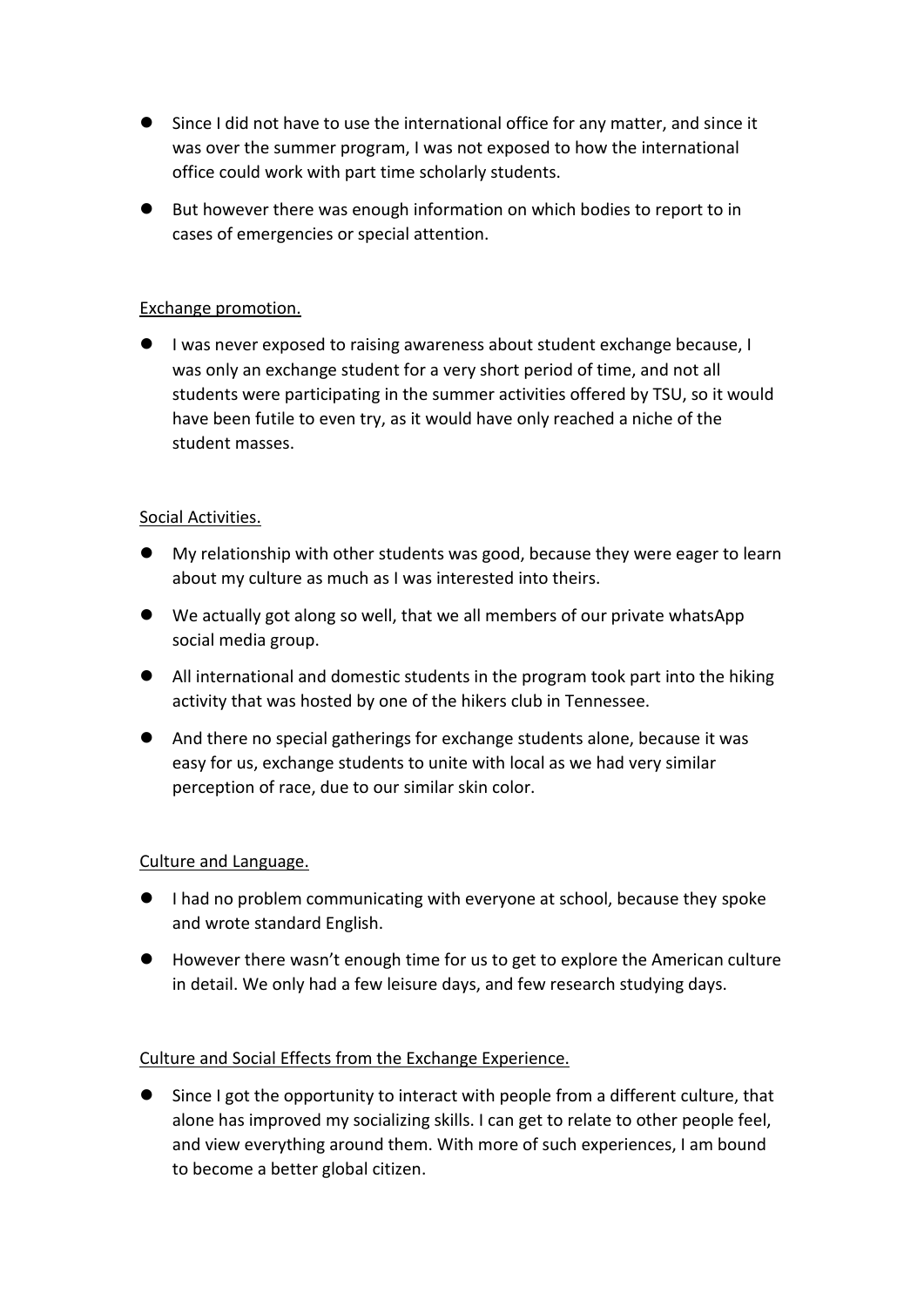- Since I did not have to use the international office for any matter, and since it was over the summer program, I was not exposed to how the international office could work with part time scholarly students.
- But however there was enough information on which bodies to report to in cases of emergencies or special attention.

<u>Exchange promotion.</u>

- I was never exposed to raising awareness about student exchange because, I was only an exchange student for a very short period of time, and not all students were participating in the summer activities offered by TSU, so it would have been futile to even try, as it would have only reached a niche of the student masses.

<u>Social Activities.</u>

- My relationship with other students was good, because they were eager to learn about my culture as much as I was interested into theirs.
- We actually got along so well, that we all members of our private whatsApp social media group.
- All international and domestic students in the program took part into the hiking activity that was hosted by one of the hikers club in Tennessee.
- And there no special gatherings for exchange students alone, because it was easy for us, exchange students to unite with local as we had very similar perception of race, due to our similar skin color.

<u>Culture and Language.</u>

- I had no problem communicating with everyone at school, because they spoke and wrote standard English.
- However there wasn't enough time for us to get to explore the American culture in detail. We only had a few leisure days, and few research studying days.

<u>Culture and Social Effects from the Exchange Experience.</u>

- Since I got the opportunity to interact with people from a different culture, that alone has improved my socializing skills. I can get to relate to other people feel, and view everything around them. With more of such experiences, I am bound to become a better global citizen.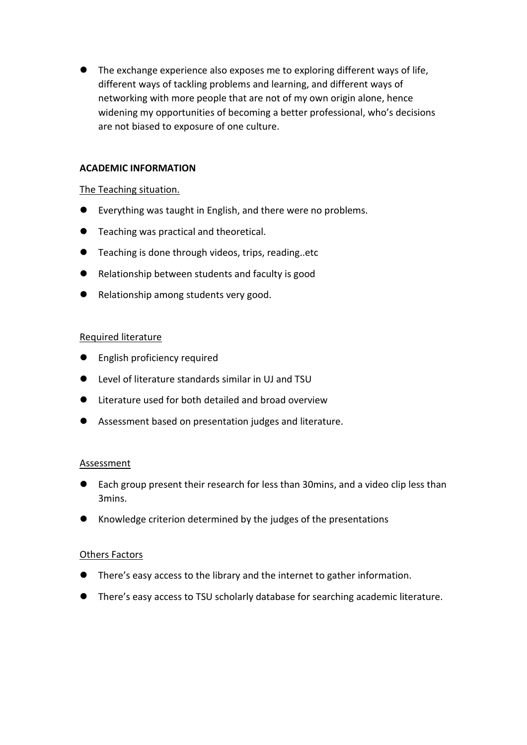- The exchange experience also exposes me to exploring different ways of life, different ways of tackling problems and learning, and different ways of networking with more people that are not of my own origin alone, hence widening my opportunities of becoming a better professional, who's decisions are not biased to exposure of one culture.

**ACADEMIC INFORMATION**

<u>The Teaching situation.</u>

- Everything was taught in English, and there were no problems.
- Teaching was practical and theoretical.
- Teaching is done through videos, trips, reading..etc
- Relationship between students and faculty is good
- Relationship among students very good.

<u>Required literature</u>

- English proficiency required
- Level of literature standards similar in UJ and TSU
- Literature used for both detailed and broad overview
- Assessment based on presentation judges and literature.

<u>Assessment</u>

- Each group present their research for less than 30mins, and a video clip less than 3mins.
- Knowledge criterion determined by the judges of the presentations

<u>Others Factors</u>

- There's easy access to the library and the internet to gather information.
- There's easy access to TSU scholarly database for searching academic literature.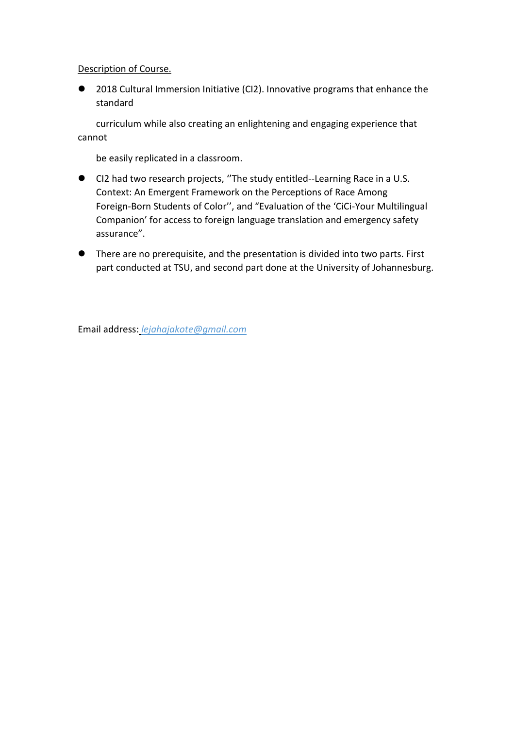Description of Course.

- 2018 Cultural Immersion Initiative (CI2). Innovative programs that enhance the standard curriculum while also creating an enlightening and engaging experience that cannot be easily replicated in a classroom.
- CI2 had two research projects, ''The study entitled--Learning Race in a U.S. Context: An Emergent Framework on the Perceptions of Race Among Foreign-Born Students of Color'', and "Evaluation of the 'CiCi-Your Multilingual Companion' for access to foreign language translation and emergency safety assurance".
- There are no prerequisite, and the presentation is divided into two parts. First part conducted at TSU, and second part done at the University of Johannesburg.

Email address: *lejahajakote@gmail.com*